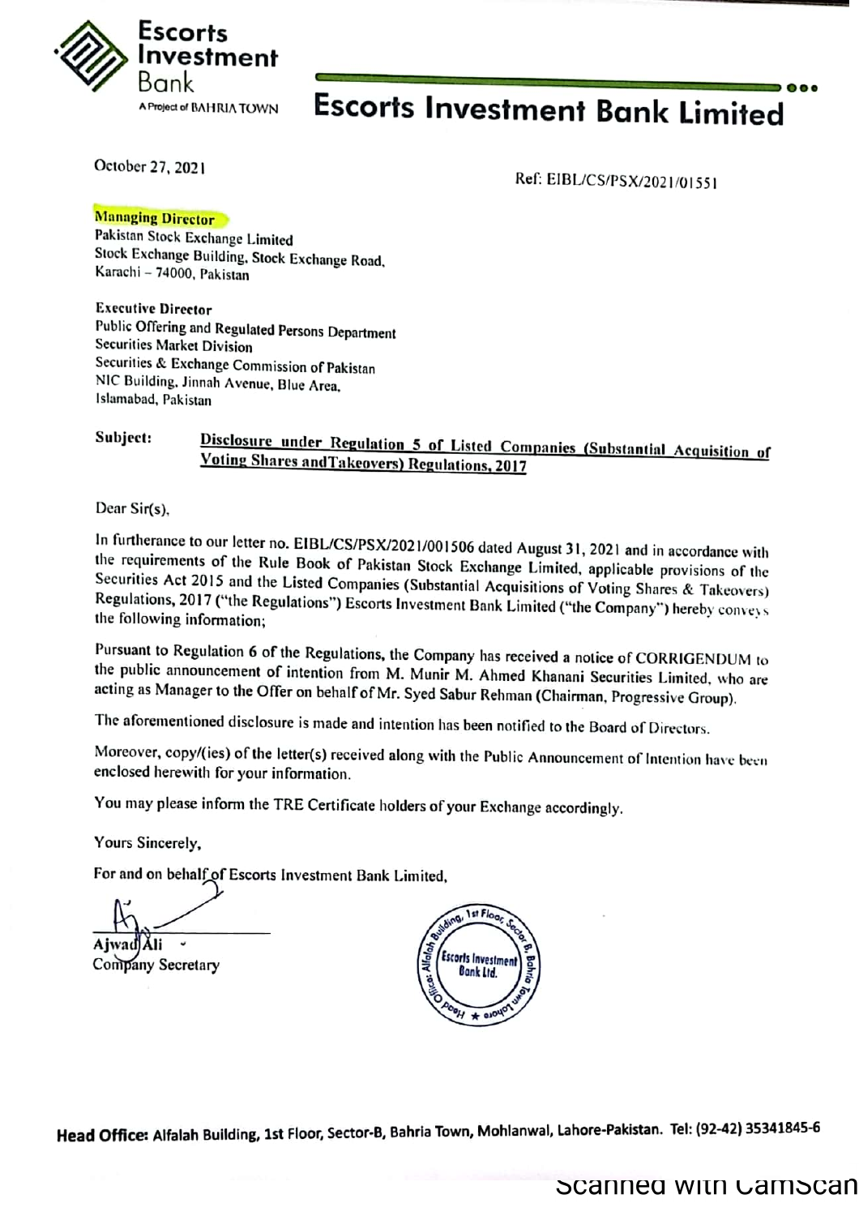Escorts Investment Bank

A Project of BAHRIA TOWN

# Escorts Investment Bank Limited

October 27, 2021

Ref: EIBL/CS/PSX/2021/01551

**Managing Director**
Pakistan Stock Exchange Limited
Stock Exchange Building, Stock Exchange Road,
Karachi – 74000, Pakistan

**Executive Director**
Public Offering and Regulated Persons Department
Securities Market Division
Securities & Exchange Commission of Pakistan
NIC Building, Jinnah Avenue, Blue Area,
Islamabad, Pakistan

**Subject:** **Disclosure under Regulation 5 of Listed Companies (Substantial Acquisition of Voting Shares andTakeovers) Regulations, 2017**

Dear Sir(s),

In furtherance to our letter no. EIBL/CS/PSX/2021/001506 dated August 31, 2021 and in accordance with the requirements of the Rule Book of Pakistan Stock Exchange Limited, applicable provisions of the Securities Act 2015 and the Listed Companies (Substantial Acquisitions of Voting Shares & Takeovers) Regulations, 2017 ("the Regulations") Escorts Investment Bank Limited ("the Company") hereby conveys the following information;

Pursuant to Regulation 6 of the Regulations, the Company has received a notice of CORRIGENDUM to the public announcement of intention from M. Munir M. Ahmed Khanani Securities Limited, who are acting as Manager to the Offer on behalf of Mr. Syed Sabur Rehman (Chairman, Progressive Group).

The aforementioned disclosure is made and intention has been notified to the Board of Directors.

Moreover, copy/(ies) of the letter(s) received along with the Public Announcement of Intention have been enclosed herewith for your information.

You may please inform the TRE Certificate holders of your Exchange accordingly.

Yours Sincerely,

For and on behalf of Escorts Investment Bank Limited,

Ajwad Ali
Company Secretary

Head Office: Alfalah Building, 1st Floor, Sector-B, Bahria Town, Lahore — Escorts Investment Bank Ltd.

**Head Office:** Alfalah Building, 1st Floor, Sector-B, Bahria Town, Mohlanwal, Lahore-Pakistan. Tel: (92-42) 35341845-6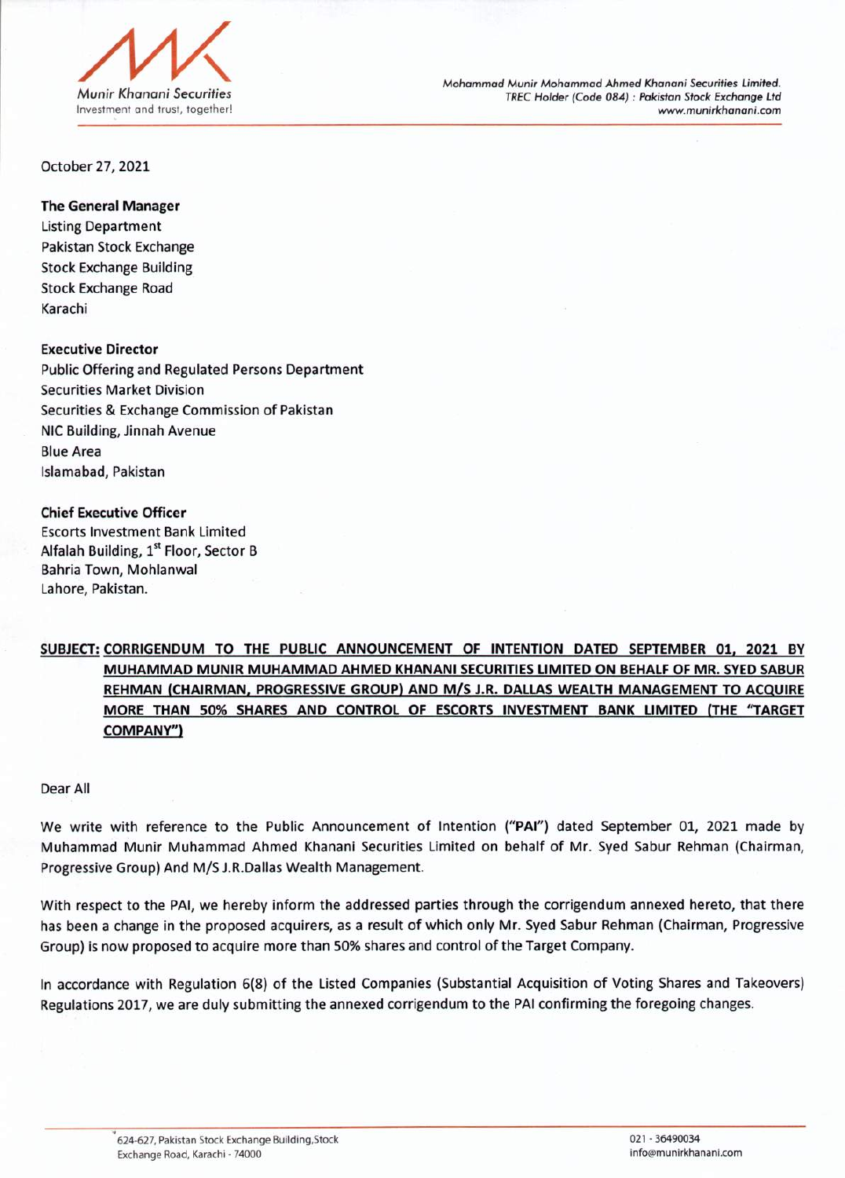October 27, 2021

**The General Manager**
Listing Department
Pakistan Stock Exchange
Stock Exchange Building
Stock Exchange Road
Karachi

**Executive Director**
Public Offering and Regulated Persons Department
Securities Market Division
Securities & Exchange Commission of Pakistan
NIC Building, Jinnah Avenue
Blue Area
Islamabad, Pakistan

**Chief Executive Officer**
Escorts Investment Bank Limited
Alfalah Building, 1st Floor, Sector B
Bahria Town, Mohlanwal
Lahore, Pakistan.

**SUBJECT: CORRIGENDUM TO THE PUBLIC ANNOUNCEMENT OF INTENTION DATED SEPTEMBER 01, 2021 BY MUHAMMAD MUNIR MUHAMMAD AHMED KHANANI SECURITIES LIMITED ON BEHALF OF MR. SYED SABUR REHMAN (CHAIRMAN, PROGRESSIVE GROUP) AND M/S J.R. DALLAS WEALTH MANAGEMENT TO ACQUIRE MORE THAN 50% SHARES AND CONTROL OF ESCORTS INVESTMENT BANK LIMITED (THE "TARGET COMPANY")**

Dear All

We write with reference to the Public Announcement of Intention (**"PAI"**) dated September 01, 2021 made by Muhammad Munir Muhammad Ahmed Khanani Securities Limited on behalf of Mr. Syed Sabur Rehman (Chairman, Progressive Group) And M/S J.R.Dallas Wealth Management.

With respect to the PAI, we hereby inform the addressed parties through the corrigendum annexed hereto, that there has been a change in the proposed acquirers, as a result of which only Mr. Syed Sabur Rehman (Chairman, Progressive Group) is now proposed to acquire more than 50% shares and control of the Target Company.

In accordance with Regulation 6(8) of the Listed Companies (Substantial Acquisition of Voting Shares and Takeovers) Regulations 2017, we are duly submitting the annexed corrigendum to the PAI confirming the foregoing changes.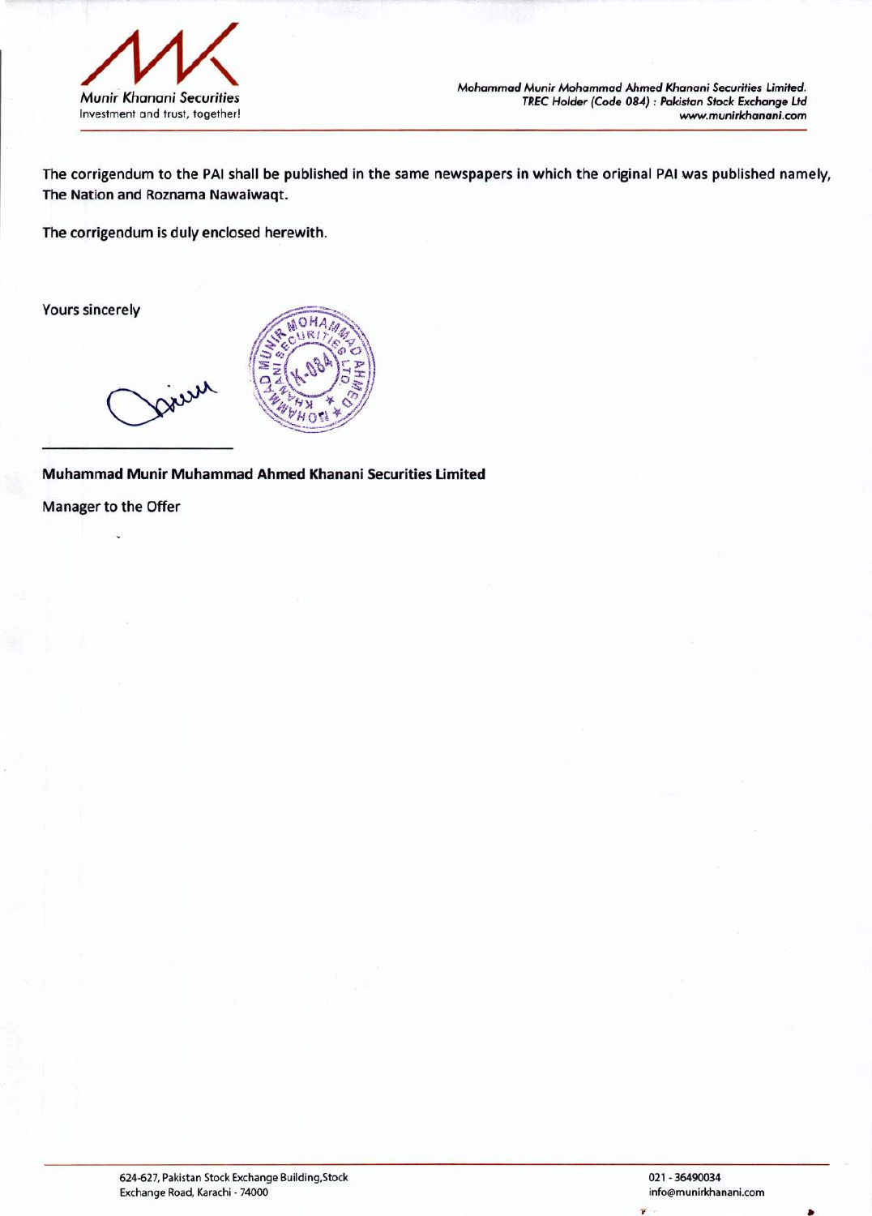The corrigendum to the PAI shall be published in the same newspapers in which the original PAI was published namely, The Nation and Roznama Nawaiwaqt.

The corrigendum is duly enclosed herewith.

Yours sincerely

**Muhammad Munir Muhammad Ahmed Khanani Securities Limited**

Manager to the Offer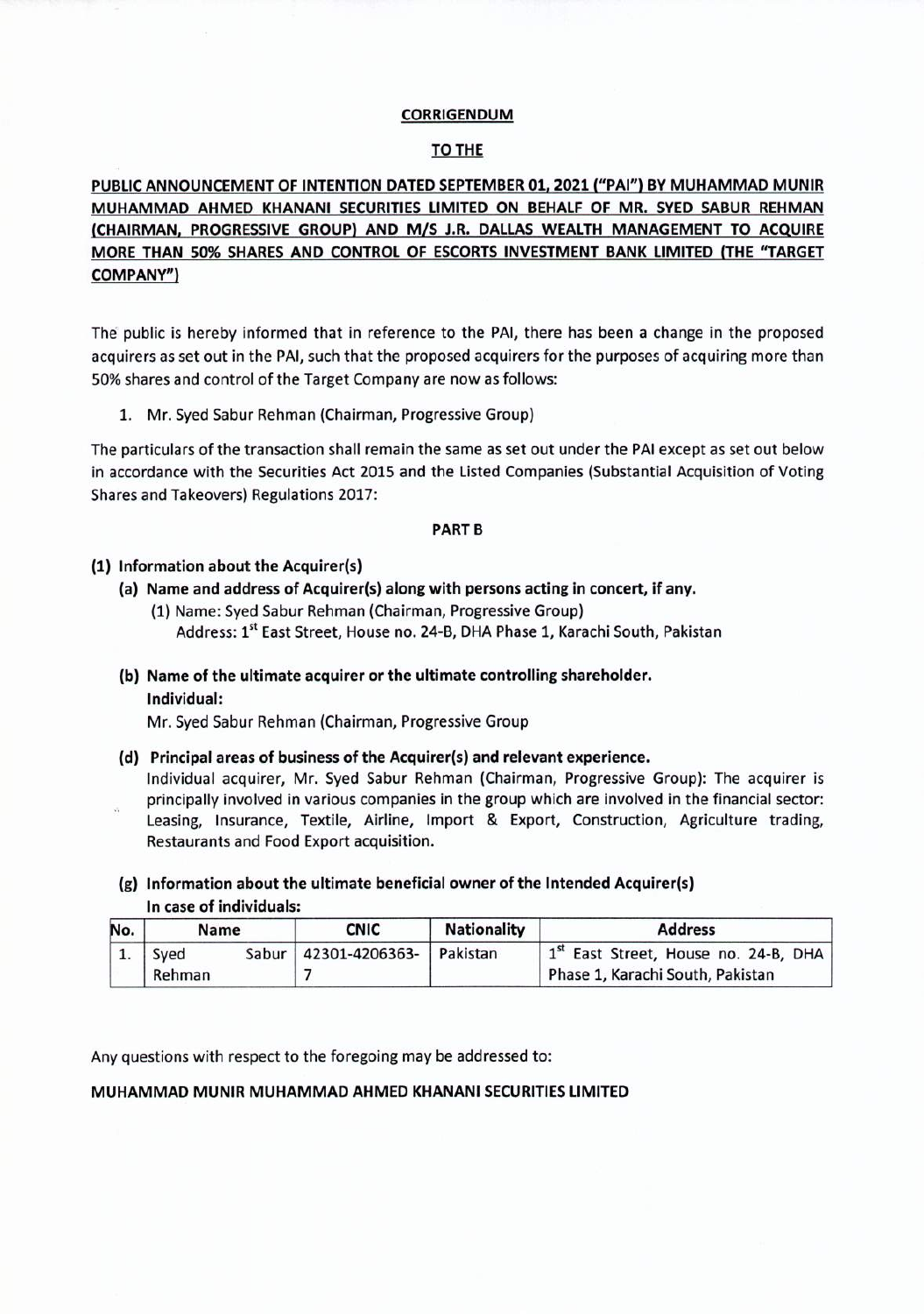**CORRIGENDUM**

**TO THE**

**PUBLIC ANNOUNCEMENT OF INTENTION DATED SEPTEMBER 01, 2021 ("PAI") BY MUHAMMAD MUNIR MUHAMMAD AHMED KHANANI SECURITIES LIMITED ON BEHALF OF MR. SYED SABUR REHMAN (CHAIRMAN, PROGRESSIVE GROUP) AND M/S J.R. DALLAS WEALTH MANAGEMENT TO ACQUIRE MORE THAN 50% SHARES AND CONTROL OF ESCORTS INVESTMENT BANK LIMITED (THE "TARGET COMPANY")**

The public is hereby informed that in reference to the PAI, there has been a change in the proposed acquirers as set out in the PAI, such that the proposed acquirers for the purposes of acquiring more than 50% shares and control of the Target Company are now as follows:

1. Mr. Syed Sabur Rehman (Chairman, Progressive Group)

The particulars of the transaction shall remain the same as set out under the PAI except as set out below in accordance with the Securities Act 2015 and the Listed Companies (Substantial Acquisition of Voting Shares and Takeovers) Regulations 2017:

**PART B**

**(1) Information about the Acquirer(s)**

**(a) Name and address of Acquirer(s) along with persons acting in concert, if any.**

(1) Name: Syed Sabur Rehman (Chairman, Progressive Group)
Address: 1st East Street, House no. 24-B, DHA Phase 1, Karachi South, Pakistan

**(b) Name of the ultimate acquirer or the ultimate controlling shareholder.**

**Individual:**

Mr. Syed Sabur Rehman (Chairman, Progressive Group

**(d) Principal areas of business of the Acquirer(s) and relevant experience.**

Individual acquirer, Mr. Syed Sabur Rehman (Chairman, Progressive Group): The acquirer is principally involved in various companies in the group which are involved in the financial sector: Leasing, Insurance, Textile, Airline, Import & Export, Construction, Agriculture trading, Restaurants and Food Export acquisition.

**(g) Information about the ultimate beneficial owner of the Intended Acquirer(s)**

**In case of individuals:**

| No. | Name | CNIC | Nationality | Address |
|---|---|---|---|---|
| 1. | Syed Sabur Rehman | 42301-4206363-7 | Pakistan | 1st East Street, House no. 24-B, DHA Phase 1, Karachi South, Pakistan |

Any questions with respect to the foregoing may be addressed to:

**MUHAMMAD MUNIR MUHAMMAD AHMED KHANANI SECURITIES LIMITED**